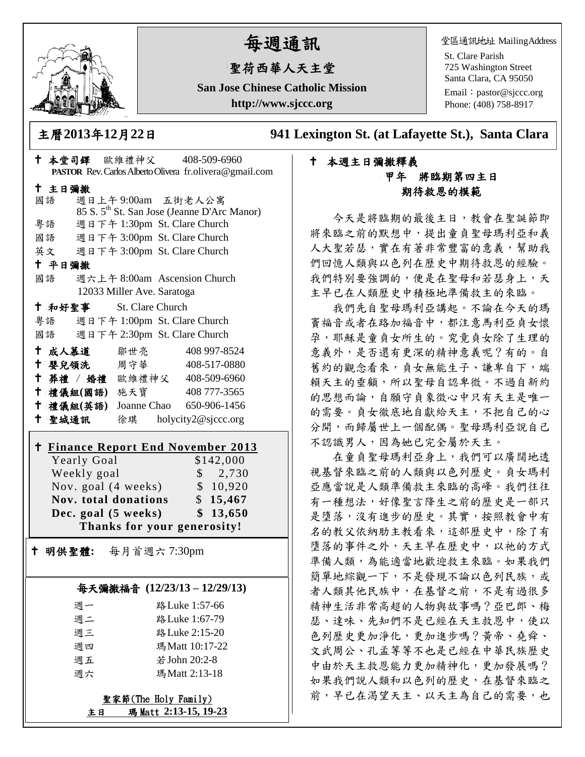# 每週通訊

## 聖荷西華人天主堂

**San Jose Chinese Catholic Mission**

**http://www.sjccc.org**

堂區通訊地址 MailingAddress

St. Clare Parish
725 Washington Street
Santa Clara, CA 95050
Email：pastor@sjccc.org
Phone: (408) 758-8917

**主曆2013年12月22日**　　**941 Lexington St. (at Lafayette St.), Santa Clara**

✝ **本堂司鐸** 歐維禮神父 408-509-6960
**PASTOR** Rev. Carlos Alberto Olivera fr.olivera@gmail.com

✝ **主日彌撒**

國語 週日上午 9:00am 五街老人公寓
85 S. 5th St. San Jose (Jeanne D'Arc Manor)

粵語 週日下午 1:30pm St. Clare Church

國語 週日下午 3:00pm St. Clare Church

英文 週日下午 3:00pm St. Clare Church

✝ **平日彌撒**

國語 週六上午 8:00am Ascension Church
12033 Miller Ave. Saratoga

✝ **和好聖事** St. Clare Church

粵語 週日下午 1:00pm St. Clare Church

國語 週日下午 2:30pm St. Clare Church

✝ **成人慕道** 鄒世亮 408 997-8524

✝ **嬰兒領洗** 周守華 408-517-0880

✝ **葬禮 / 婚禮** 歐維禮神父 408-509-6960

✝ **禮儀組(國語)** 施天寶 408 777-3565

✝ **禮儀組(英語)** Joanne Chao 650-906-1456

✝ **聖城通訊** 徐琪 holycity2@sjccc.org

✝ **Finance Report End November 2013**

| | |
|---|---|
| Yearly Goal | $142,000 |
| Weekly goal | $ 2,730 |
| Nov. goal (4 weeks) | $ 10,920 |
| **Nov. total donations** | **$ 15,467** |
| **Dec. goal (5 weeks)** | **$ 13,650** |

**Thanks for your generosity!**

✝ **明供聖體:** 每月首週六 7:30pm

### 每天彌撒福音 (12/23/13 – 12/29/13)

| | |
|---|---|
| 週一 | 路Luke 1:57-66 |
| 週二 | 路Luke 1:67-79 |
| 週三 | 路Luke 2:15-20 |
| 週四 | 瑪Matt 10:17-22 |
| 週五 | 若John 20:2-8 |
| 週六 | 瑪Matt 2:13-18 |

聖家節(The Holy Family)
**主日 瑪Matt 2:13-15, 19-23**

✝ **本週主日彌撒釋義**

**甲年 將臨期第四主日**
**期待救恩的模範**

今天是將臨期的最後主日，教會在聖誕節即將來臨之前的默想中，提出童貞聖母瑪利亞和義人大聖若瑟，實在有著非常豐富的意義，幫助我們回憶人類與以色列在歷史中期待救恩的經驗。我們特別要強調的，便是在聖母和若瑟身上，天主早已在人類歷史中積極地準備救主的來臨。

我們先自聖母瑪利亞講起。不論在今天的瑪竇福音或者在路加福音中，都注意馬利亞貞女懷孕，耶穌是童貞女所生的。究竟貞女除了生理的意義外，是否還有更深的精神意義呢？有的。自舊約的觀念看來，貞女無能生子、謙卑自下，端賴天主的垂顧，所以聖母自認卑微。不過自新約的思想而論，自願守貞象徵心中只有天主是唯一的需要。貞女徹底地自獻給天主，不把自己的心分開，而歸屬世上一個配偶。聖母瑪利亞說自己不認識男人，因為她已完全屬於天主。

在童貞聖母瑪利亞身上，我們可以廣闊地透視基督來臨之前的人類與以色列歷史。貞女瑪利亞應當說是人類準備救主來臨的高峰。我們往往有一種想法，好像聖言降生之前的歷史是一部只是墮落，沒有進步的歷史。其實，按照教會中有名的教父依納肋主教看來，這部歷史中，除了有墮落的事件之外，天主早在歷史中，以祂的方式準備人類，為能適當地歡迎救主來臨。如果我們簡單地綜觀一下，不是發現不論以色列民族，或者人類其他民族中，在基督之前，不是有過很多精神生活非常高超的人物與故事嗎？亞巴郎、梅瑟、達味、先知們不是已經在天主救恩中，使以色列歷史更加淨化，更加進步嗎？黃帝、堯舜、文武周公、孔孟等等不也是已經在中華民族歷史中由於天主救恩能力更加精神化，更加發展嗎？如果我們說人類和以色列的歷史，在基督來臨之前，早已在渴望天主、以天主為自己的需要，也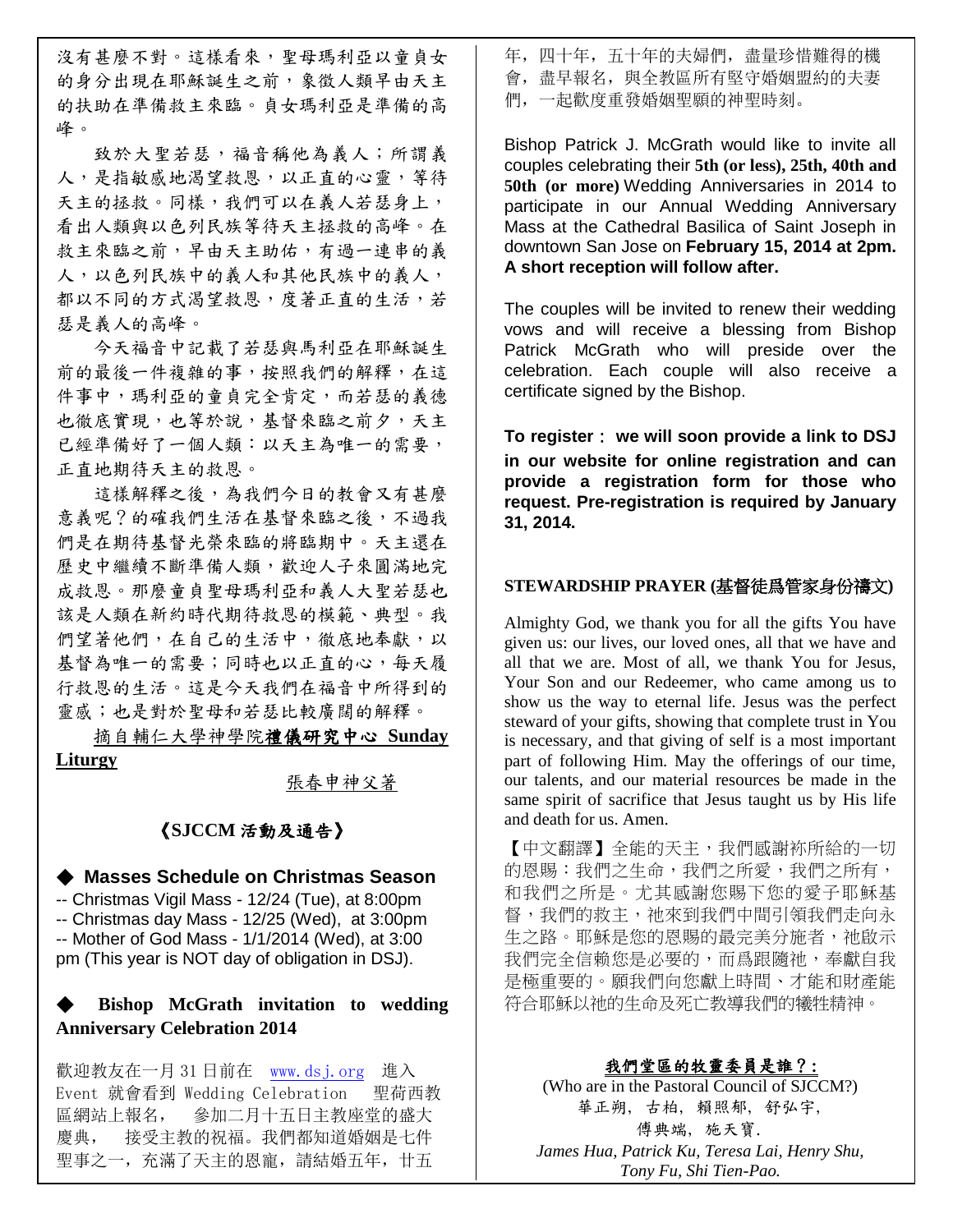沒有甚麼不對。這樣看來，聖母瑪利亞以童貞女的身分出現在耶穌誕生之前，象徵人類早由天主的扶助在準備救主來臨。貞女瑪利亞是準備的高峰。

致於大聖若瑟，福音稱他為義人；所謂義人，是指敏感地渴望救恩，以正直的心靈，等待天主的拯救。同樣，我們可以在義人若瑟身上，看出人類與以色列民族等待天主拯救的高峰。在救主來臨之前，早由天主助佑，有過一連串的義人，以色列民族中的義人和其他民族中的義人，都以不同的方式渴望救恩，度著正直的生活，若瑟是義人的高峰。

今天福音中記載了若瑟與馬利亞在耶穌誕生前的最後一件複雜的事，按照我們的解釋，在這件事中，瑪利亞的童貞完全肯定，而若瑟的義德也徹底實現，也等於說，基督來臨之前夕，天主已經準備好了一個人類：以天主為唯一的需要，正直地期待天主的救恩。

這樣解釋之後，為我們今日的教會又有甚麼意義呢？的確我們生活在基督來臨之後，不過我們是在期待基督光榮來臨的將臨期中。天主還在歷史中繼續不斷準備人類，歡迎人子來圓滿地完成救恩。那麼童貞聖母瑪利亞和義人大聖若瑟也該是人類在新約時代期待救恩的模範、典型。我們望著他們，在自己的生活中，徹底地奉獻，以基督為唯一的需要；同時也以正直的心，每天履行救恩的生活。這是今天我們在福音中所得到的靈感；也是對於聖母和若瑟比較廣闊的解釋。

摘自輔仁大學神學院**禮儀研究中心 Sunday Liturgy**

張春申神父著

## 《SJCCM 活動及通告》

### ◆ Masses Schedule on Christmas Season

-- Christmas Vigil Mass - 12/24 (Tue), at 8:00pm
-- Christmas day Mass - 12/25 (Wed), at 3:00pm
-- Mother of God Mass - 1/1/2014 (Wed), at 3:00 pm (This year is NOT day of obligation in DSJ).

### ◆ Bishop McGrath invitation to wedding Anniversary Celebration 2014

歡迎教友在一月 31 日前在 www.dsj.org 進入 Event 就會看到 Wedding Celebration 聖荷西教區網站上報名， 參加二月十五日主教座堂的盛大慶典， 接受主教的祝福。我們都知道婚姻是七件聖事之一，充滿了天主的恩寵，請結婚五年，廿五年，四十年，五十年的夫婦們，盡量珍惜難得的機會，盡早報名，與全教區所有堅守婚姻盟約的夫妻們，一起歡度重發婚姻聖願的神聖時刻。

Bishop Patrick J. McGrath would like to invite all couples celebrating their **5th (or less), 25th, 40th and 50th (or more)** Wedding Anniversaries in 2014 to participate in our Annual Wedding Anniversary Mass at the Cathedral Basilica of Saint Joseph in downtown San Jose on **February 15, 2014 at 2pm. A short reception will follow after.**

The couples will be invited to renew their wedding vows and will receive a blessing from Bishop Patrick McGrath who will preside over the celebration. Each couple will also receive a certificate signed by the Bishop.

**To register： we will soon provide a link to DSJ in our website for online registration and can provide a registration form for those who request. Pre-registration is required by January 31, 2014.**

### STEWARDSHIP PRAYER (基督徒爲管家身份禱文)

Almighty God, we thank you for all the gifts You have given us: our lives, our loved ones, all that we have and all that we are. Most of all, we thank You for Jesus, Your Son and our Redeemer, who came among us to show us the way to eternal life. Jesus was the perfect steward of your gifts, showing that complete trust in You is necessary, and that giving of self is a most important part of following Him. May the offerings of our time, our talents, and our material resources be made in the same spirit of sacrifice that Jesus taught us by His life and death for us. Amen.

【中文翻譯】全能的天主，我們感謝祢所給的一切的恩賜：我們之生命，我們之所愛，我們之所有，和我們之所是。尤其感謝您賜下您的愛子耶穌基督，我們的救主，祂來到我們中間引領我們走向永生之路。耶穌是您的恩賜的最完美分施者，祂啟示我們完全信賴您是必要的，而爲跟隨祂，奉獻自我是極重要的。願我們向您獻上時間、才能和財產能符合耶穌以祂的生命及死亡教導我們的犧牲精神。

**我們堂區的牧靈委員是誰？:**

(Who are in the Pastoral Council of SJCCM?)

華正朔，古柏，賴照郁，舒弘宇，
傅典端，施天寶.

*James Hua, Patrick Ku, Teresa Lai, Henry Shu, Tony Fu, Shi Tien-Pao.*